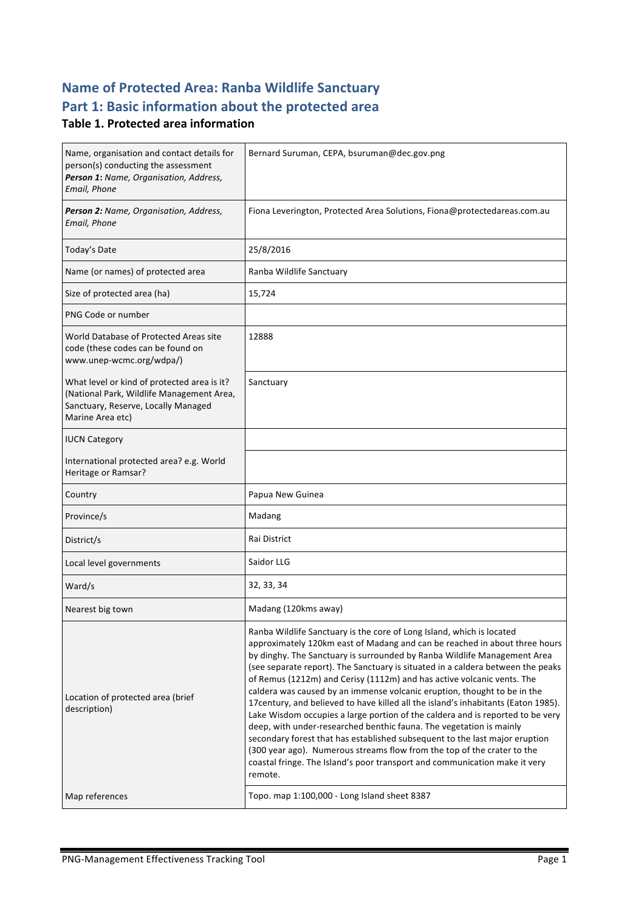# Name of Protected Area: Ranba Wildlife Sanctuary

# Part 1: Basic information about the protected area

## Table 1. Protected area information

| | |
|---|---|
| Name, organisation and contact details for person(s) conducting the assessment ***Person 1**: Name, Organisation, Address, Email, Phone* | Bernard Suruman, CEPA, bsuruman@dec.gov.png |
| ***Person 2:** Name, Organisation, Address, Email, Phone* | Fiona Leverington, Protected Area Solutions, Fiona@protectedareas.com.au |
| Today's Date | 25/8/2016 |
| Name (or names) of protected area | Ranba Wildlife Sanctuary |
| Size of protected area (ha) | 15,724 |
| PNG Code or number | |
| World Database of Protected Areas site code (these codes can be found on www.unep-wcmc.org/wdpa/) | 12888 |
| What level or kind of protected area is it? (National Park, Wildlife Management Area, Sanctuary, Reserve, Locally Managed Marine Area etc) | Sanctuary |
| IUCN Category | |
| International protected area? e.g. World Heritage or Ramsar? | |
| Country | Papua New Guinea |
| Province/s | Madang |
| District/s | Rai District |
| Local level governments | Saidor LLG |
| Ward/s | 32, 33, 34 |
| Nearest big town | Madang (120kms away) |
| Location of protected area (brief description) | Ranba Wildlife Sanctuary is the core of Long Island, which is located approximately 120km east of Madang and can be reached in about three hours by dinghy. The Sanctuary is surrounded by Ranba Wildlife Management Area (see separate report). The Sanctuary is situated in a caldera between the peaks of Remus (1212m) and Cerisy (1112m) and has active volcanic vents. The caldera was caused by an immense volcanic eruption, thought to be in the 17century, and believed to have killed all the island's inhabitants (Eaton 1985). Lake Wisdom occupies a large portion of the caldera and is reported to be very deep, with under-researched benthic fauna. The vegetation is mainly secondary forest that has established subsequent to the last major eruption (300 year ago). Numerous streams flow from the top of the crater to the coastal fringe. The Island's poor transport and communication make it very remote. |
| Map references | Topo. map 1:100,000 - Long Island sheet 8387 |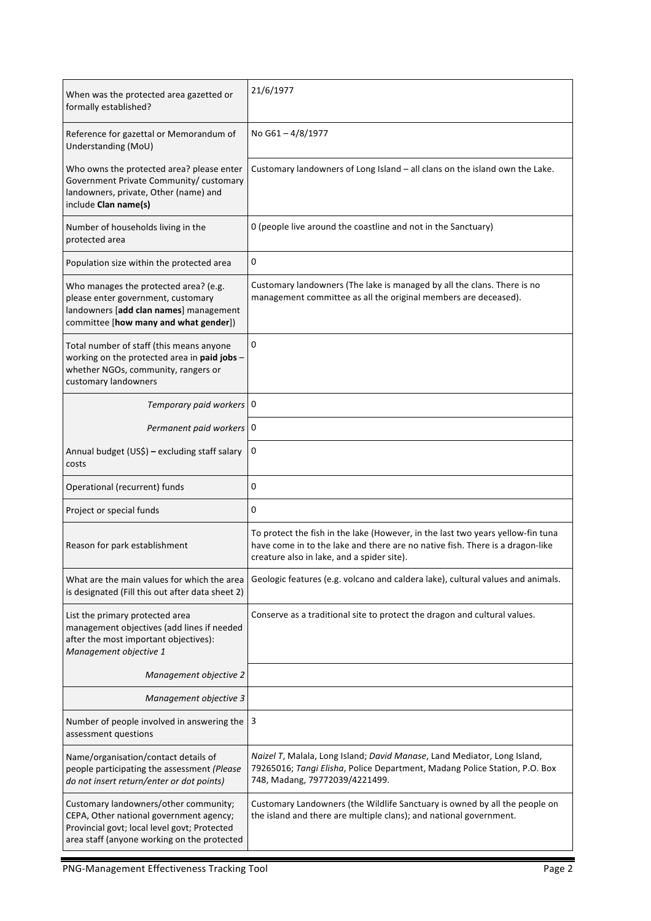| | |
|---|---|
| When was the protected area gazetted or formally established? | 21/6/1977 |
| Reference for gazettal or Memorandum of Understanding (MoU) | No G61 – 4/8/1977 |
| Who owns the protected area? please enter Government Private Community/ customary landowners, private, Other (name) and include **Clan name(s)** | Customary landowners of Long Island – all clans on the island own the Lake. |
| Number of households living in the protected area | 0 (people live around the coastline and not in the Sanctuary) |
| Population size within the protected area | 0 |
| Who manages the protected area? (e.g. please enter government, customary landowners [**add clan names**] management committee [**how many and what gender**]) | Customary landowners (The lake is managed by all the clans. There is no management committee as all the original members are deceased). |
| Total number of staff (this means anyone working on the protected area in **paid jobs** – whether NGOs, community, rangers or customary landowners | 0 |
| *Temporary paid workers* | 0 |
| *Permanent paid workers* | 0 |
| Annual budget (US$) **–** excluding staff salary costs | 0 |
| Operational (recurrent) funds | 0 |
| Project or special funds | 0 |
| Reason for park establishment | To protect the fish in the lake (However, in the last two years yellow-fin tuna have come in to the lake and there are no native fish. There is a dragon-like creature also in lake, and a spider site). |
| What are the main values for which the area is designated (Fill this out after data sheet 2) | Geologic features (e.g. volcano and caldera lake), cultural values and animals. |
| List the primary protected area management objectives (add lines if needed after the most important objectives): *Management objective 1* | Conserve as a traditional site to protect the dragon and cultural values. |
| *Management objective 2* | |
| *Management objective 3* | |
| Number of people involved in answering the assessment questions | 3 |
| Name/organisation/contact details of people participating the assessment *(Please do not insert return/enter or dot points)* | *Naizel T*, Malala, Long Island; *David Manase*, Land Mediator, Long Island, 79265016; *Tangi Elisha*, Police Department, Madang Police Station, P.O. Box 748, Madang, 79772039/4221499. |
| Customary landowners/other community; CEPA, Other national government agency; Provincial govt; local level govt; Protected area staff (anyone working on the protected | Customary Landowners (the Wildlife Sanctuary is owned by all the people on the island and there are multiple clans); and national government. |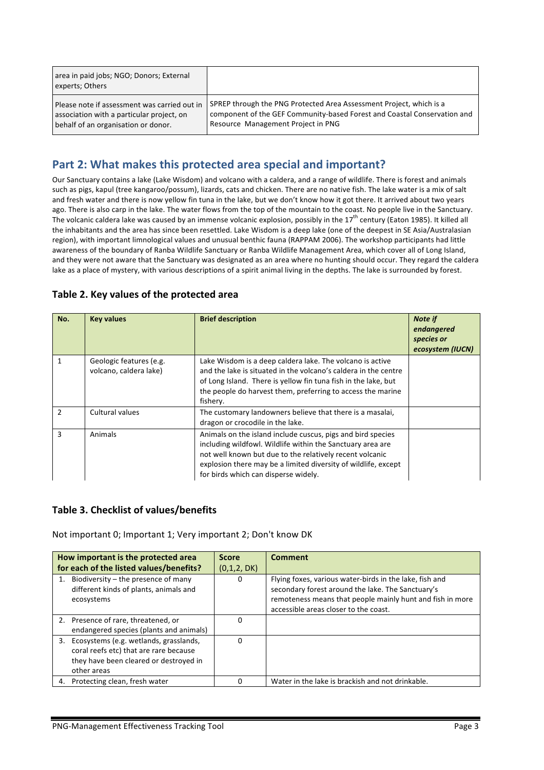| area in paid jobs; NGO; Donors; External experts; Others | |
|---|---|
| Please note if assessment was carried out in association with a particular project, on behalf of an organisation or donor. | SPREP through the PNG Protected Area Assessment Project, which is a component of the GEF Community-based Forest and Coastal Conservation and Resource Management Project in PNG |

## Part 2: What makes this protected area special and important?

Our Sanctuary contains a lake (Lake Wisdom) and volcano with a caldera, and a range of wildlife. There is forest and animals such as pigs, kapul (tree kangaroo/possum), lizards, cats and chicken. There are no native fish. The lake water is a mix of salt and fresh water and there is now yellow fin tuna in the lake, but we don't know how it got there. It arrived about two years ago. There is also carp in the lake. The water flows from the top of the mountain to the coast. No people live in the Sanctuary. The volcanic caldera lake was caused by an immense volcanic explosion, possibly in the 17th century (Eaton 1985). It killed all the inhabitants and the area has since been resettled. Lake Wisdom is a deep lake (one of the deepest in SE Asia/Australasian region), with important limnological values and unusual benthic fauna (RAPPAM 2006). The workshop participants had little awareness of the boundary of Ranba Wildlife Sanctuary or Ranba Wildlife Management Area, which cover all of Long Island, and they were not aware that the Sanctuary was designated as an area where no hunting should occur. They regard the caldera lake as a place of mystery, with various descriptions of a spirit animal living in the depths. The lake is surrounded by forest.

### Table 2. Key values of the protected area

| No. | Key values | Brief description | *Note if endangered species or ecosystem (IUCN)* |
|---|---|---|---|
| 1 | Geologic features (e.g. volcano, caldera lake) | Lake Wisdom is a deep caldera lake. The volcano is active and the lake is situated in the volcano's caldera in the centre of Long Island. There is yellow fin tuna fish in the lake, but the people do harvest them, preferring to access the marine fishery. | |
| 2 | Cultural values | The customary landowners believe that there is a masalai, dragon or crocodile in the lake. | |
| 3 | Animals | Animals on the island include cuscus, pigs and bird species including wildfowl. Wildlife within the Sanctuary area are not well known but due to the relatively recent volcanic explosion there may be a limited diversity of wildlife, except for birds which can disperse widely. | |

### Table 3. Checklist of values/benefits

Not important 0; Important 1; Very important 2; Don't know DK

| How important is the protected area for each of the listed values/benefits? | Score (0,1,2, DK) | Comment |
|---|---|---|
| 1. Biodiversity – the presence of many different kinds of plants, animals and ecosystems | 0 | Flying foxes, various water-birds in the lake, fish and secondary forest around the lake. The Sanctuary's remoteness means that people mainly hunt and fish in more accessible areas closer to the coast. |
| 2. Presence of rare, threatened, or endangered species (plants and animals) | 0 | |
| 3. Ecosystems (e.g. wetlands, grasslands, coral reefs etc) that are rare because they have been cleared or destroyed in other areas | 0 | |
| 4. Protecting clean, fresh water | 0 | Water in the lake is brackish and not drinkable. |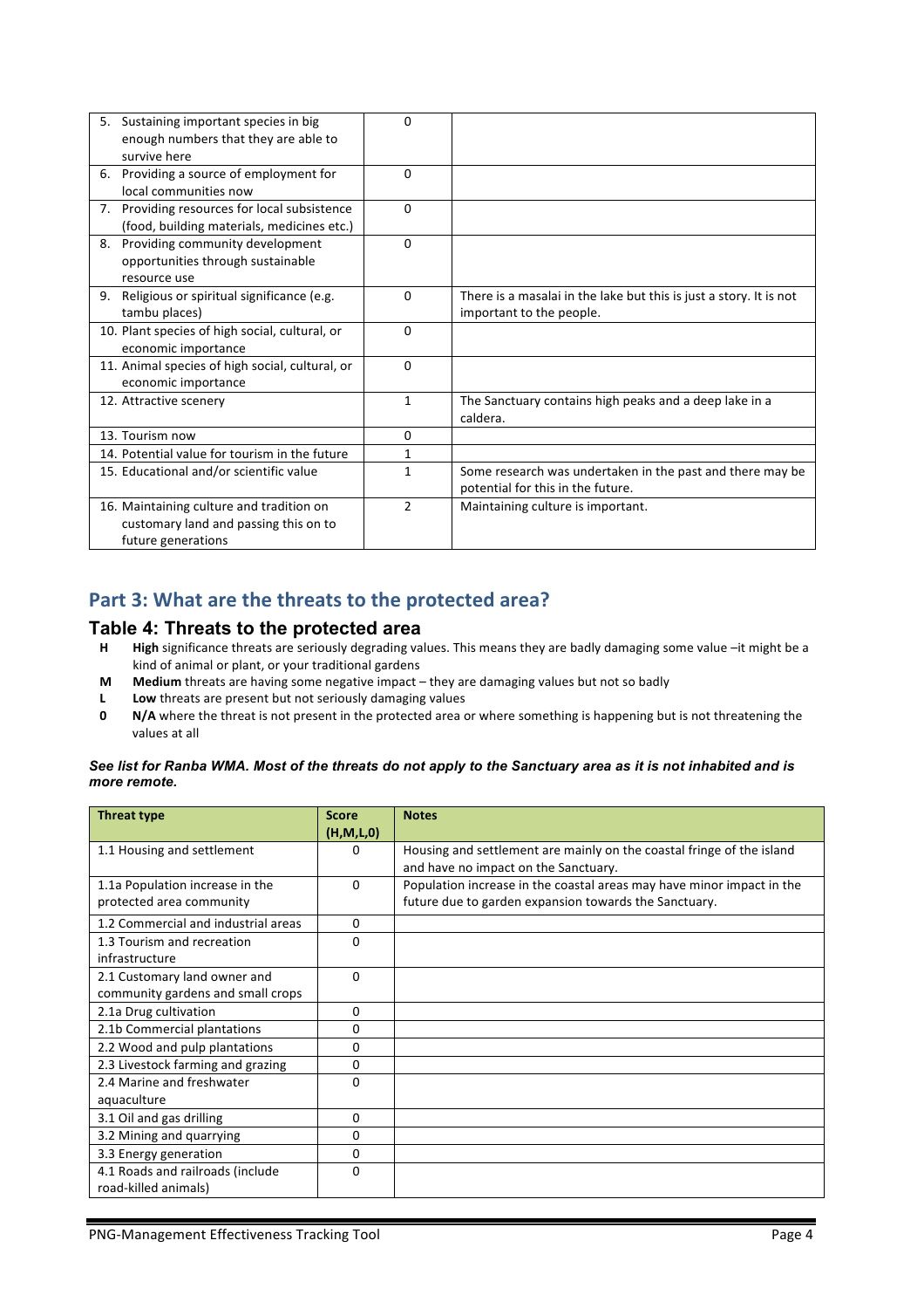| | | |
|---|---|---|
| 5. Sustaining important species in big enough numbers that they are able to survive here | 0 | |
| 6. Providing a source of employment for local communities now | 0 | |
| 7. Providing resources for local subsistence (food, building materials, medicines etc.) | 0 | |
| 8. Providing community development opportunities through sustainable resource use | 0 | |
| 9. Religious or spiritual significance (e.g. tambu places) | 0 | There is a masalai in the lake but this is just a story. It is not important to the people. |
| 10. Plant species of high social, cultural, or economic importance | 0 | |
| 11. Animal species of high social, cultural, or economic importance | 0 | |
| 12. Attractive scenery | 1 | The Sanctuary contains high peaks and a deep lake in a caldera. |
| 13. Tourism now | 0 | |
| 14. Potential value for tourism in the future | 1 | |
| 15. Educational and/or scientific value | 1 | Some research was undertaken in the past and there may be potential for this in the future. |
| 16. Maintaining culture and tradition on customary land and passing this on to future generations | 2 | Maintaining culture is important. |

## Part 3: What are the threats to the protected area?

### Table 4: Threats to the protected area

- **H** **High** significance threats are seriously degrading values. This means they are badly damaging some value –it might be a kind of animal or plant, or your traditional gardens
- **M** **Medium** threats are having some negative impact – they are damaging values but not so badly
- **L** **Low** threats are present but not seriously damaging values
- **0** **N/A** where the threat is not present in the protected area or where something is happening but is not threatening the values at all

***See list for Ranba WMA. Most of the threats do not apply to the Sanctuary area as it is not inhabited and is more remote.***

| Threat type | Score (H,M,L,0) | Notes |
|---|---|---|
| 1.1 Housing and settlement | 0 | Housing and settlement are mainly on the coastal fringe of the island and have no impact on the Sanctuary. |
| 1.1a Population increase in the protected area community | 0 | Population increase in the coastal areas may have minor impact in the future due to garden expansion towards the Sanctuary. |
| 1.2 Commercial and industrial areas | 0 | |
| 1.3 Tourism and recreation infrastructure | 0 | |
| 2.1 Customary land owner and community gardens and small crops | 0 | |
| 2.1a Drug cultivation | 0 | |
| 2.1b Commercial plantations | 0 | |
| 2.2 Wood and pulp plantations | 0 | |
| 2.3 Livestock farming and grazing | 0 | |
| 2.4 Marine and freshwater aquaculture | 0 | |
| 3.1 Oil and gas drilling | 0 | |
| 3.2 Mining and quarrying | 0 | |
| 3.3 Energy generation | 0 | |
| 4.1 Roads and railroads (include road-killed animals) | 0 | |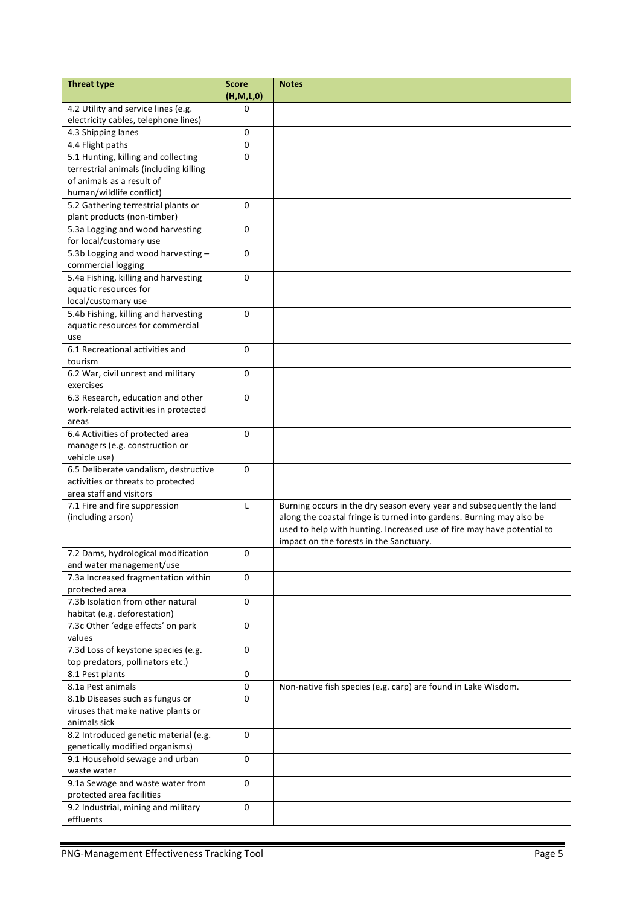| Threat type | Score (H,M,L,0) | Notes |
|---|---|---|
| 4.2 Utility and service lines (e.g. electricity cables, telephone lines) | 0 | |
| 4.3 Shipping lanes | 0 | |
| 4.4 Flight paths | 0 | |
| 5.1 Hunting, killing and collecting terrestrial animals (including killing of animals as a result of human/wildlife conflict) | 0 | |
| 5.2 Gathering terrestrial plants or plant products (non-timber) | 0 | |
| 5.3a Logging and wood harvesting for local/customary use | 0 | |
| 5.3b Logging and wood harvesting – commercial logging | 0 | |
| 5.4a Fishing, killing and harvesting aquatic resources for local/customary use | 0 | |
| 5.4b Fishing, killing and harvesting aquatic resources for commercial use | 0 | |
| 6.1 Recreational activities and tourism | 0 | |
| 6.2 War, civil unrest and military exercises | 0 | |
| 6.3 Research, education and other work-related activities in protected areas | 0 | |
| 6.4 Activities of protected area managers (e.g. construction or vehicle use) | 0 | |
| 6.5 Deliberate vandalism, destructive activities or threats to protected area staff and visitors | 0 | |
| 7.1 Fire and fire suppression (including arson) | L | Burning occurs in the dry season every year and subsequently the land along the coastal fringe is turned into gardens. Burning may also be used to help with hunting. Increased use of fire may have potential to impact on the forests in the Sanctuary. |
| 7.2 Dams, hydrological modification and water management/use | 0 | |
| 7.3a Increased fragmentation within protected area | 0 | |
| 7.3b Isolation from other natural habitat (e.g. deforestation) | 0 | |
| 7.3c Other 'edge effects' on park values | 0 | |
| 7.3d Loss of keystone species (e.g. top predators, pollinators etc.) | 0 | |
| 8.1 Pest plants | 0 | |
| 8.1a Pest animals | 0 | Non-native fish species (e.g. carp) are found in Lake Wisdom. |
| 8.1b Diseases such as fungus or viruses that make native plants or animals sick | 0 | |
| 8.2 Introduced genetic material (e.g. genetically modified organisms) | 0 | |
| 9.1 Household sewage and urban waste water | 0 | |
| 9.1a Sewage and waste water from protected area facilities | 0 | |
| 9.2 Industrial, mining and military effluents | 0 | |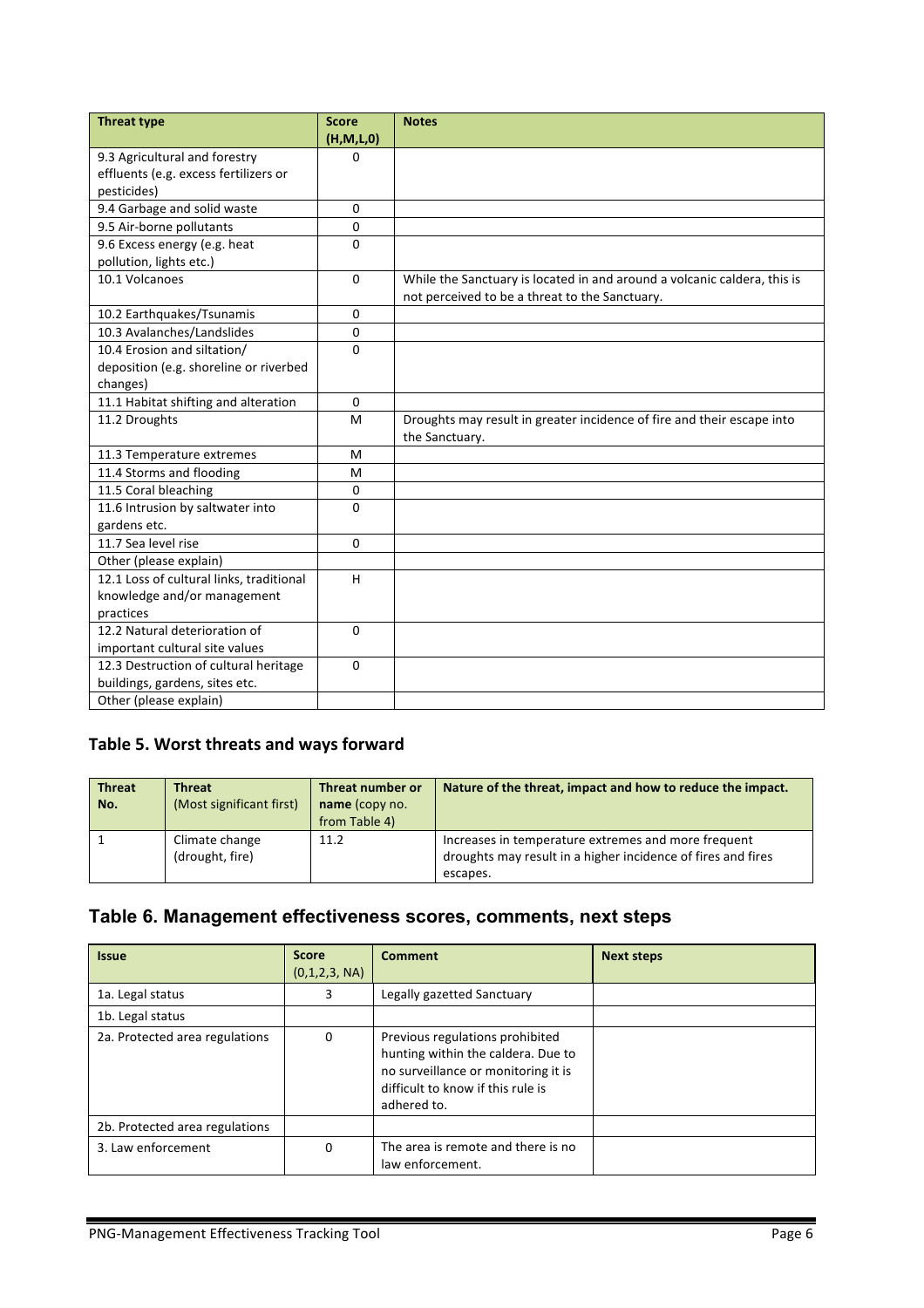| Threat type | Score (H,M,L,0) | Notes |
|---|---|---|
| 9.3 Agricultural and forestry effluents (e.g. excess fertilizers or pesticides) | 0 | |
| 9.4 Garbage and solid waste | 0 | |
| 9.5 Air-borne pollutants | 0 | |
| 9.6 Excess energy (e.g. heat pollution, lights etc.) | 0 | |
| 10.1 Volcanoes | 0 | While the Sanctuary is located in and around a volcanic caldera, this is not perceived to be a threat to the Sanctuary. |
| 10.2 Earthquakes/Tsunamis | 0 | |
| 10.3 Avalanches/Landslides | 0 | |
| 10.4 Erosion and siltation/ deposition (e.g. shoreline or riverbed changes) | 0 | |
| 11.1 Habitat shifting and alteration | 0 | |
| 11.2 Droughts | M | Droughts may result in greater incidence of fire and their escape into the Sanctuary. |
| 11.3 Temperature extremes | M | |
| 11.4 Storms and flooding | M | |
| 11.5 Coral bleaching | 0 | |
| 11.6 Intrusion by saltwater into gardens etc. | 0 | |
| 11.7 Sea level rise | 0 | |
| Other (please explain) | | |
| 12.1 Loss of cultural links, traditional knowledge and/or management practices | H | |
| 12.2 Natural deterioration of important cultural site values | 0 | |
| 12.3 Destruction of cultural heritage buildings, gardens, sites etc. | 0 | |
| Other (please explain) | | |

## Table 5. Worst threats and ways forward

| Threat No. | Threat (Most significant first) | Threat number or name (copy no. from Table 4) | Nature of the threat, impact and how to reduce the impact. |
|---|---|---|---|
| 1 | Climate change (drought, fire) | 11.2 | Increases in temperature extremes and more frequent droughts may result in a higher incidence of fires and fires escapes. |

## Table 6. Management effectiveness scores, comments, next steps

| Issue | Score (0,1,2,3, NA) | Comment | Next steps |
|---|---|---|---|
| 1a. Legal status | 3 | Legally gazetted Sanctuary | |
| 1b. Legal status | | | |
| 2a. Protected area regulations | 0 | Previous regulations prohibited hunting within the caldera. Due to no surveillance or monitoring it is difficult to know if this rule is adhered to. | |
| 2b. Protected area regulations | | | |
| 3. Law enforcement | 0 | The area is remote and there is no law enforcement. | |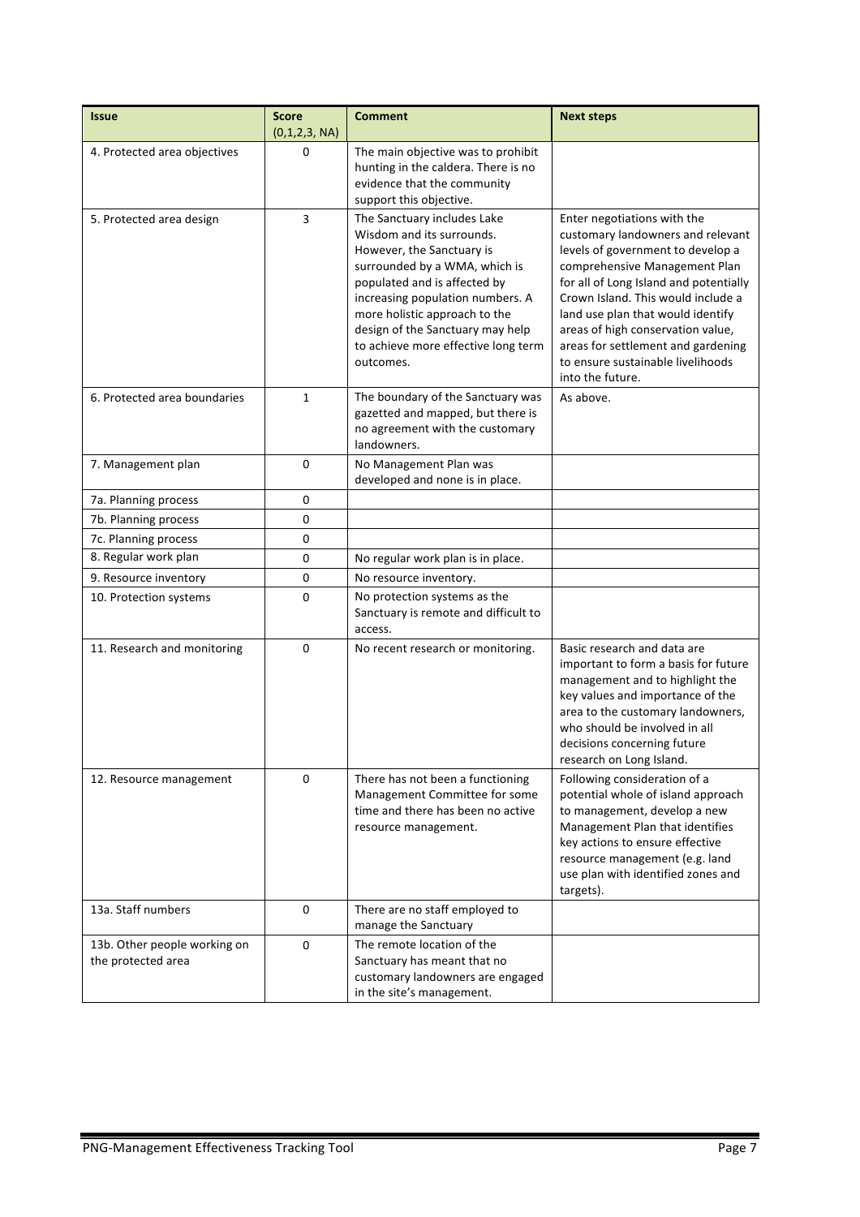| Issue | Score (0,1,2,3, NA) | Comment | Next steps |
|---|---|---|---|
| 4. Protected area objectives | 0 | The main objective was to prohibit hunting in the caldera. There is no evidence that the community support this objective. | |
| 5. Protected area design | 3 | The Sanctuary includes Lake Wisdom and its surrounds. However, the Sanctuary is surrounded by a WMA, which is populated and is affected by increasing population numbers. A more holistic approach to the design of the Sanctuary may help to achieve more effective long term outcomes. | Enter negotiations with the customary landowners and relevant levels of government to develop a comprehensive Management Plan for all of Long Island and potentially Crown Island. This would include a land use plan that would identify areas of high conservation value, areas for settlement and gardening to ensure sustainable livelihoods into the future. |
| 6. Protected area boundaries | 1 | The boundary of the Sanctuary was gazetted and mapped, but there is no agreement with the customary landowners. | As above. |
| 7. Management plan | 0 | No Management Plan was developed and none is in place. | |
| 7a. Planning process | 0 | | |
| 7b. Planning process | 0 | | |
| 7c. Planning process | 0 | | |
| 8. Regular work plan | 0 | No regular work plan is in place. | |
| 9. Resource inventory | 0 | No resource inventory. | |
| 10. Protection systems | 0 | No protection systems as the Sanctuary is remote and difficult to access. | |
| 11. Research and monitoring | 0 | No recent research or monitoring. | Basic research and data are important to form a basis for future management and to highlight the key values and importance of the area to the customary landowners, who should be involved in all decisions concerning future research on Long Island. |
| 12. Resource management | 0 | There has not been a functioning Management Committee for some time and there has been no active resource management. | Following consideration of a potential whole of island approach to management, develop a new Management Plan that identifies key actions to ensure effective resource management (e.g. land use plan with identified zones and targets). |
| 13a. Staff numbers | 0 | There are no staff employed to manage the Sanctuary | |
| 13b. Other people working on the protected area | 0 | The remote location of the Sanctuary has meant that no customary landowners are engaged in the site's management. | |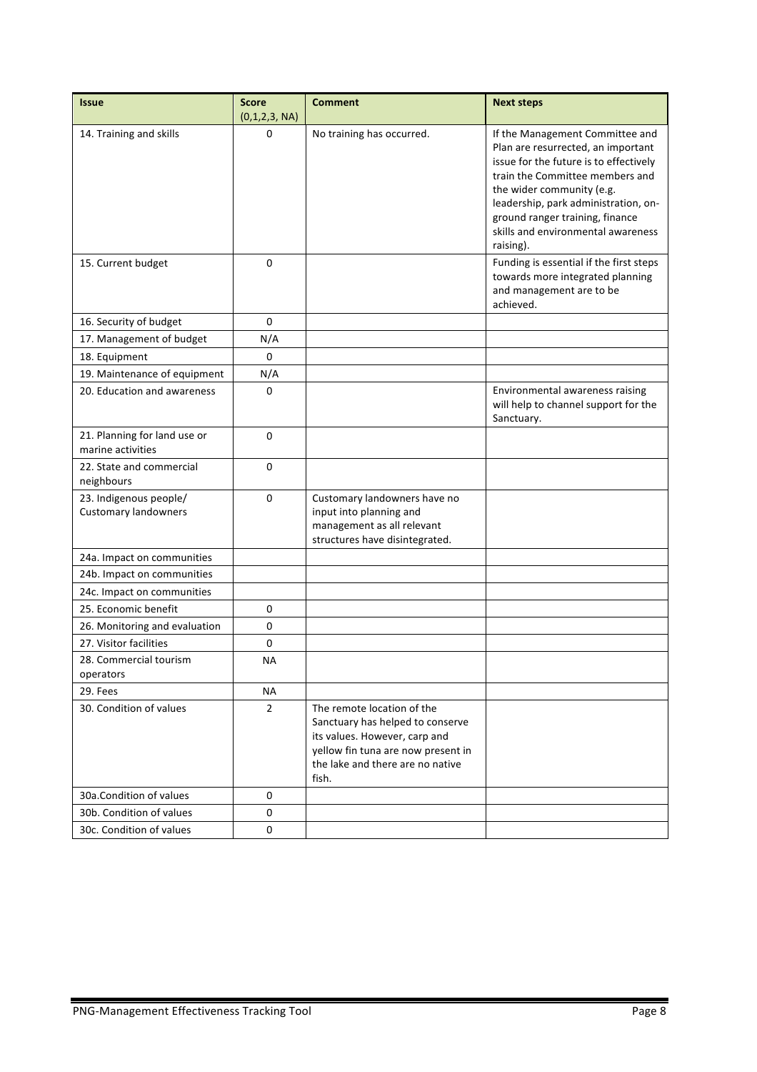| Issue | Score (0,1,2,3, NA) | Comment | Next steps |
|---|---|---|---|
| 14. Training and skills | 0 | No training has occurred. | If the Management Committee and Plan are resurrected, an important issue for the future is to effectively train the Committee members and the wider community (e.g. leadership, park administration, on-ground ranger training, finance skills and environmental awareness raising). |
| 15. Current budget | 0 | | Funding is essential if the first steps towards more integrated planning and management are to be achieved. |
| 16. Security of budget | 0 | | |
| 17. Management of budget | N/A | | |
| 18. Equipment | 0 | | |
| 19. Maintenance of equipment | N/A | | |
| 20. Education and awareness | 0 | | Environmental awareness raising will help to channel support for the Sanctuary. |
| 21. Planning for land use or marine activities | 0 | | |
| 22. State and commercial neighbours | 0 | | |
| 23. Indigenous people/ Customary landowners | 0 | Customary landowners have no input into planning and management as all relevant structures have disintegrated. | |
| 24a. Impact on communities | | | |
| 24b. Impact on communities | | | |
| 24c. Impact on communities | | | |
| 25. Economic benefit | 0 | | |
| 26. Monitoring and evaluation | 0 | | |
| 27. Visitor facilities | 0 | | |
| 28. Commercial tourism operators | NA | | |
| 29. Fees | NA | | |
| 30. Condition of values | 2 | The remote location of the Sanctuary has helped to conserve its values. However, carp and yellow fin tuna are now present in the lake and there are no native fish. | |
| 30a.Condition of values | 0 | | |
| 30b. Condition of values | 0 | | |
| 30c. Condition of values | 0 | | |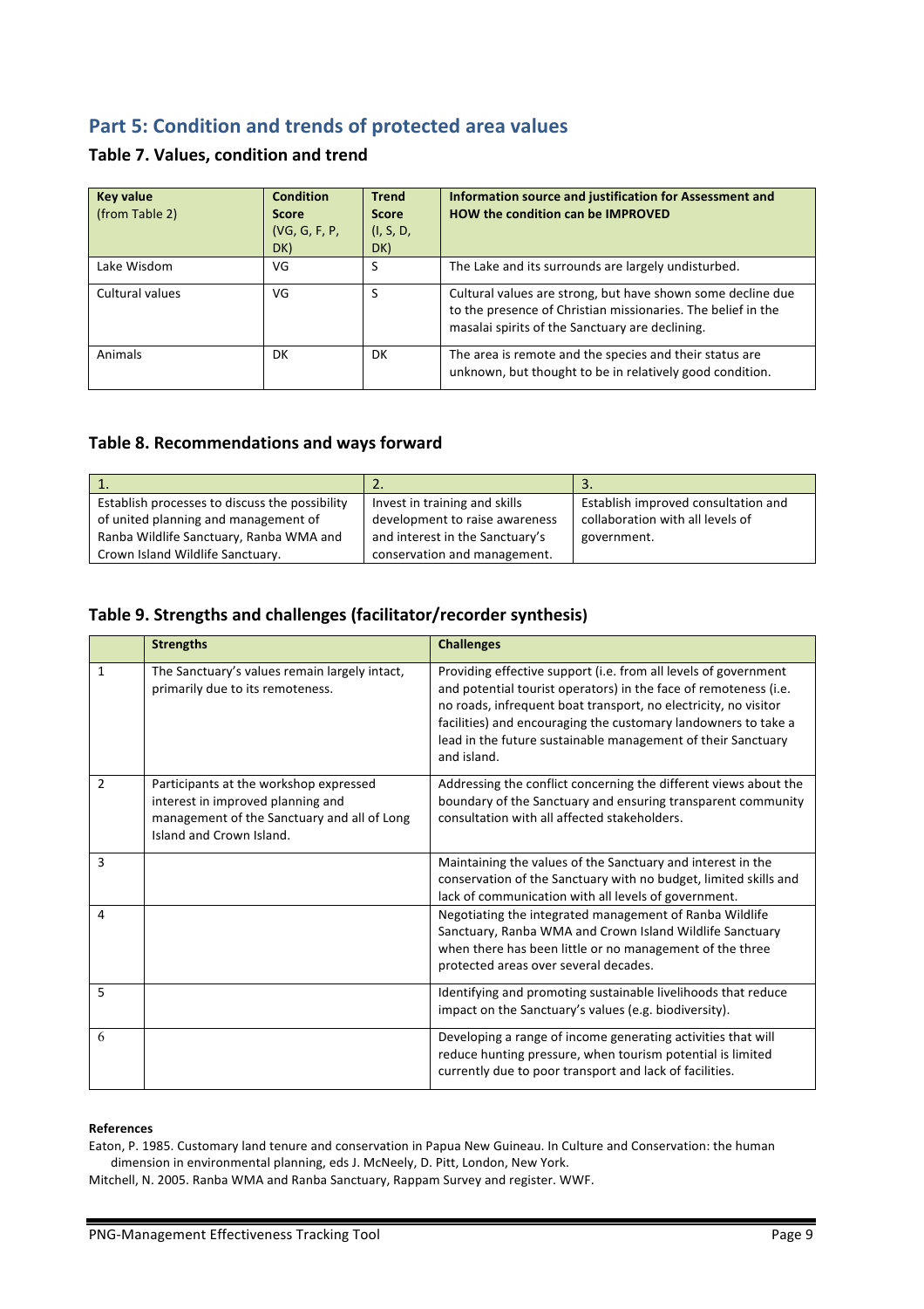## Part 5: Condition and trends of protected area values

### Table 7. Values, condition and trend

| Key value (from Table 2) | Condition Score (VG, G, F, P, DK) | Trend Score (I, S, D, DK) | Information source and justification for Assessment and HOW the condition can be IMPROVED |
|---|---|---|---|
| Lake Wisdom | VG | S | The Lake and its surrounds are largely undisturbed. |
| Cultural values | VG | S | Cultural values are strong, but have shown some decline due to the presence of Christian missionaries. The belief in the masalai spirits of the Sanctuary are declining. |
| Animals | DK | DK | The area is remote and the species and their status are unknown, but thought to be in relatively good condition. |

### Table 8. Recommendations and ways forward

| 1. | 2. | 3. |
|---|---|---|
| Establish processes to discuss the possibility of united planning and management of Ranba Wildlife Sanctuary, Ranba WMA and Crown Island Wildlife Sanctuary. | Invest in training and skills development to raise awareness and interest in the Sanctuary's conservation and management. | Establish improved consultation and collaboration with all levels of government. |

### Table 9. Strengths and challenges (facilitator/recorder synthesis)

| | Strengths | Challenges |
|---|---|---|
| 1 | The Sanctuary's values remain largely intact, primarily due to its remoteness. | Providing effective support (i.e. from all levels of government and potential tourist operators) in the face of remoteness (i.e. no roads, infrequent boat transport, no electricity, no visitor facilities) and encouraging the customary landowners to take a lead in the future sustainable management of their Sanctuary and island. |
| 2 | Participants at the workshop expressed interest in improved planning and management of the Sanctuary and all of Long Island and Crown Island. | Addressing the conflict concerning the different views about the boundary of the Sanctuary and ensuring transparent community consultation with all affected stakeholders. |
| 3 | | Maintaining the values of the Sanctuary and interest in the conservation of the Sanctuary with no budget, limited skills and lack of communication with all levels of government. |
| 4 | | Negotiating the integrated management of Ranba Wildlife Sanctuary, Ranba WMA and Crown Island Wildlife Sanctuary when there has been little or no management of the three protected areas over several decades. |
| 5 | | Identifying and promoting sustainable livelihoods that reduce impact on the Sanctuary's values (e.g. biodiversity). |
| 6 | | Developing a range of income generating activities that will reduce hunting pressure, when tourism potential is limited currently due to poor transport and lack of facilities. |

**References**

Eaton, P. 1985. Customary land tenure and conservation in Papua New Guineau. In Culture and Conservation: the human dimension in environmental planning, eds J. McNeely, D. Pitt, London, New York.

Mitchell, N. 2005. Ranba WMA and Ranba Sanctuary, Rappam Survey and register. WWF.